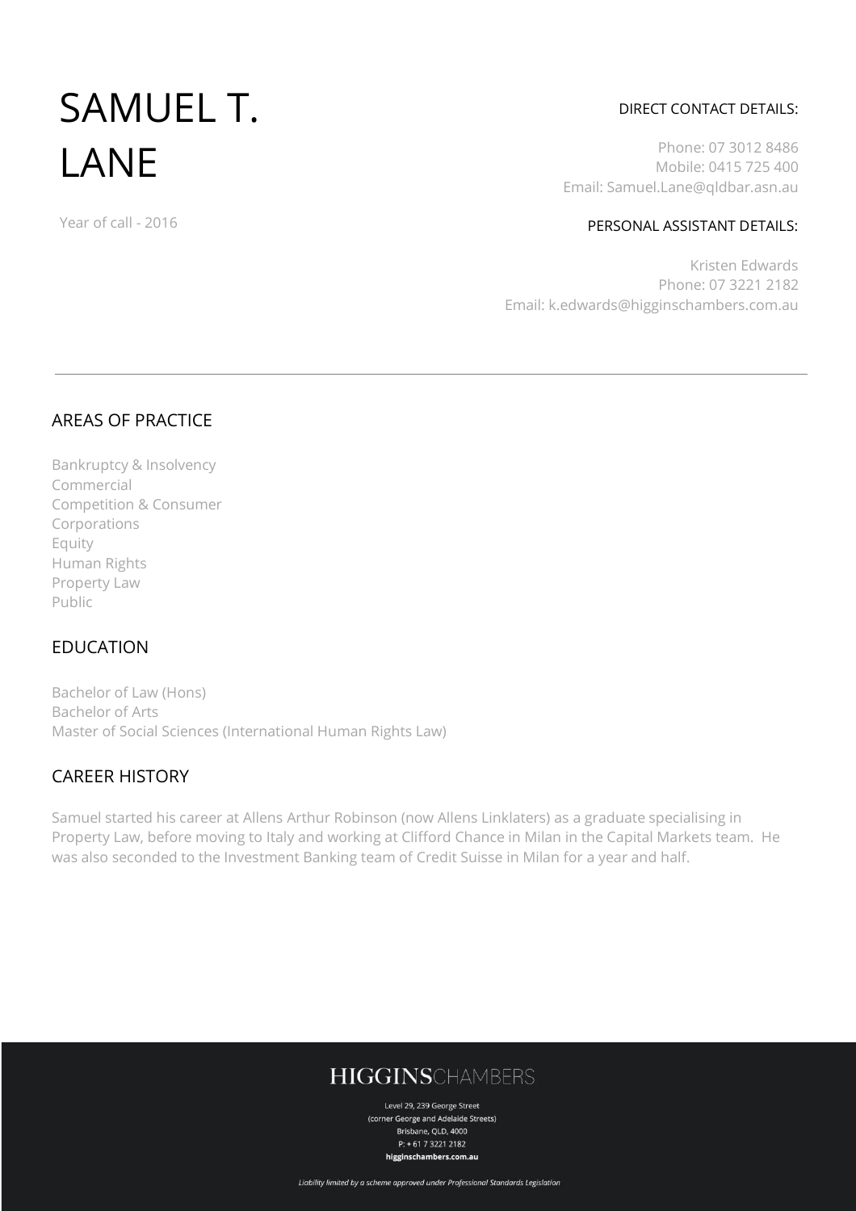# SAMUEL T. LANE

Year of call - 2016

DIRECT CONTACT DETAILS:

Phone: 07 3012 8486
Mobile: 0415 725 400
Email: Samuel.Lane@qldbar.asn.au

PERSONAL ASSISTANT DETAILS:

Kristen Edwards
Phone: 07 3221 2182
Email: k.edwards@higginschambers.com.au

---

## AREAS OF PRACTICE

Bankruptcy & Insolvency
Commercial
Competition & Consumer
Corporations
Equity
Human Rights
Property Law
Public

## EDUCATION

Bachelor of Law (Hons)
Bachelor of Arts
Master of Social Sciences (International Human Rights Law)

## CAREER HISTORY

Samuel started his career at Allens Arthur Robinson (now Allens Linklaters) as a graduate specialising in Property Law, before moving to Italy and working at Clifford Chance in Milan in the Capital Markets team. He was also seconded to the Investment Banking team of Credit Suisse in Milan for a year and half.

**HIGGINS**CHAMBERS

Level 29, 239 George Street
(corner George and Adelaide Streets)
Brisbane, QLD, 4000
P: + 61 7 3221 2182
**higginschambers.com.au**

*Liability limited by a scheme approved under Professional Standards Legislation*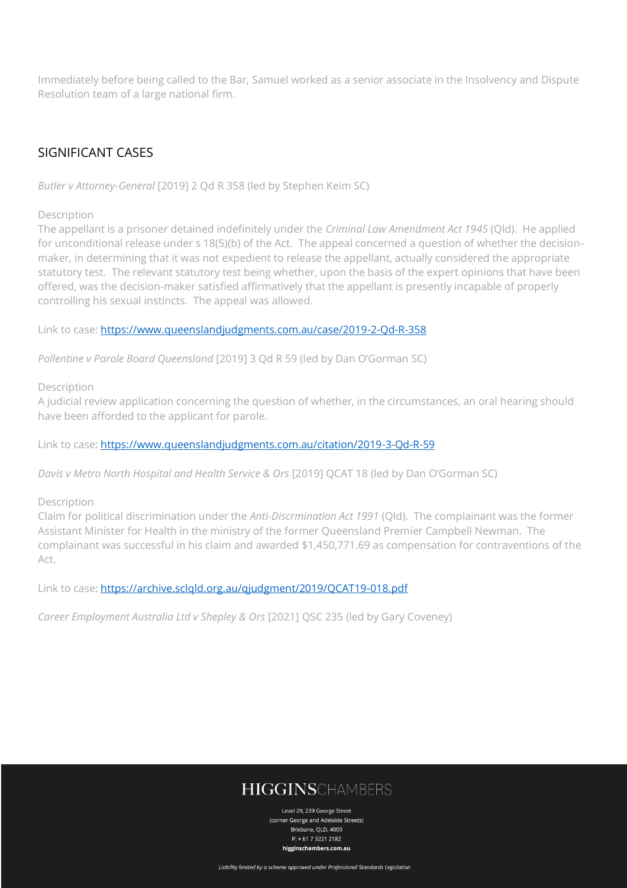Immediately before being called to the Bar, Samuel worked as a senior associate in the Insolvency and Dispute Resolution team of a large national firm.

## SIGNIFICANT CASES

*Butler v Attorney-General* [2019] 2 Qd R 358 (led by Stephen Keim SC)

Description

The appellant is a prisoner detained indefinitely under the *Criminal Law Amendment Act 1945* (Qld). He applied for unconditional release under s 18(5)(b) of the Act. The appeal concerned a question of whether the decision-maker, in determining that it was not expedient to release the appellant, actually considered the appropriate statutory test. The relevant statutory test being whether, upon the basis of the expert opinions that have been offered, was the decision-maker satisfied affirmatively that the appellant is presently incapable of properly controlling his sexual instincts. The appeal was allowed.

Link to case: [https://www.queenslandjudgments.com.au/case/2019-2-Qd-R-358](https://www.queenslandjudgments.com.au/case/2019-2-Qd-R-358)

*Pollentine v Parole Board Queensland* [2019] 3 Qd R 59 (led by Dan O'Gorman SC)

Description

A judicial review application concerning the question of whether, in the circumstances, an oral hearing should have been afforded to the applicant for parole.

Link to case: [https://www.queenslandjudgments.com.au/citation/2019-3-Qd-R-59](https://www.queenslandjudgments.com.au/citation/2019-3-Qd-R-59)

*Davis v Metro North Hospital and Health Service & Ors* [2019] QCAT 18 (led by Dan O'Gorman SC)

Description

Claim for political discrimination under the *Anti-Discrmination Act 1991* (Qld). The complainant was the former Assistant Minister for Health in the ministry of the former Queensland Premier Campbell Newman. The complainant was successful in his claim and awarded $1,450,771.69 as compensation for contraventions of the Act.

Link to case: [https://archive.sclqld.org.au/qjudgment/2019/QCAT19-018.pdf](https://archive.sclqld.org.au/qjudgment/2019/QCAT19-018.pdf)

*Career Employment Australia Ltd v Shepley & Ors* [2021] QSC 235 (led by Gary Coveney)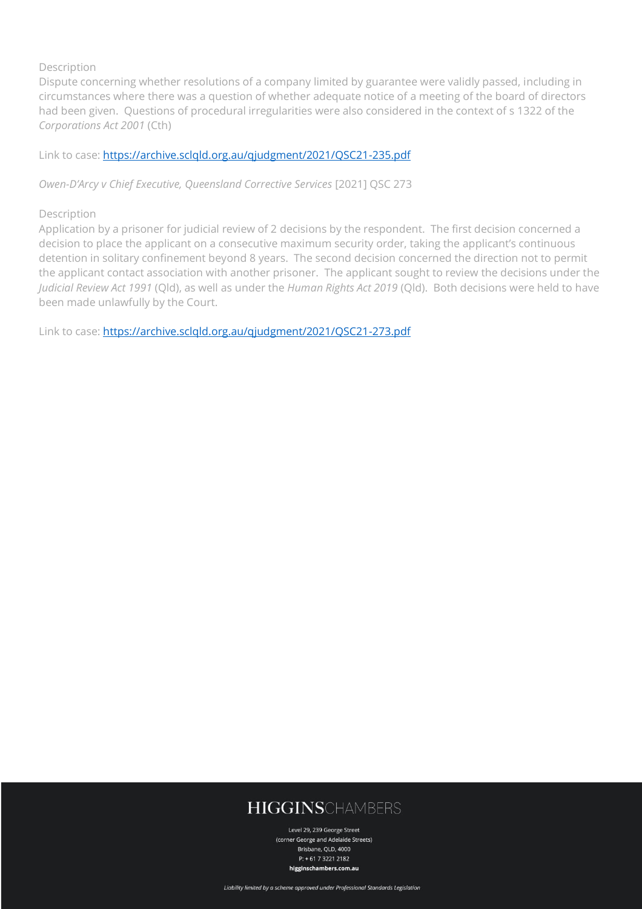Description

Dispute concerning whether resolutions of a company limited by guarantee were validly passed, including in circumstances where there was a question of whether adequate notice of a meeting of the board of directors had been given. Questions of procedural irregularities were also considered in the context of s 1322 of the *Corporations Act 2001* (Cth)

Link to case: [https://archive.sclqld.org.au/qjudgment/2021/QSC21-235.pdf](https://archive.sclqld.org.au/qjudgment/2021/QSC21-235.pdf)

*Owen-D'Arcy v Chief Executive, Queensland Corrective Services* [2021] QSC 273

Description

Application by a prisoner for judicial review of 2 decisions by the respondent. The first decision concerned a decision to place the applicant on a consecutive maximum security order, taking the applicant's continuous detention in solitary confinement beyond 8 years. The second decision concerned the direction not to permit the applicant contact association with another prisoner. The applicant sought to review the decisions under the *Judicial Review Act 1991* (Qld), as well as under the *Human Rights Act 2019* (Qld). Both decisions were held to have been made unlawfully by the Court.

Link to case: [https://archive.sclqld.org.au/qjudgment/2021/QSC21-273.pdf](https://archive.sclqld.org.au/qjudgment/2021/QSC21-273.pdf)

HIGGINSCHAMBERS

Level 29, 239 George Street
(corner George and Adelaide Streets)
Brisbane, QLD, 4000
P: + 61 7 3221 2182
**higginschambers.com.au**

*Liability limited by a scheme approved under Professional Standards Legislation*